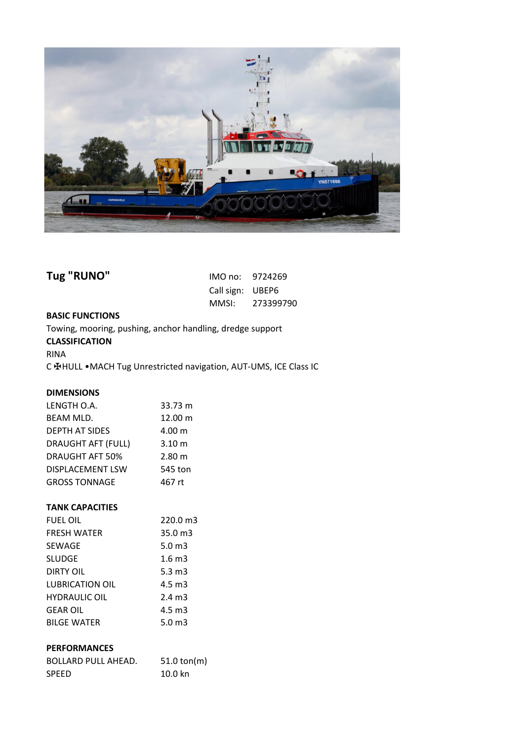## Tug "RUNO"

| | |
|---|---|
| IMO no: | 9724269 |
| Call sign: | UBEP6 |
| MMSI: | 273399790 |

**BASIC FUNCTIONS**

Towing, mooring, pushing, anchor handling, dredge support

**CLASSIFICATION**

RINA

C ✠HULL •MACH Tug Unrestricted navigation, AUT-UMS, ICE Class IC

**DIMENSIONS**

| | |
|---|---|
| LENGTH O.A. | 33.73 m |
| BEAM MLD. | 12.00 m |
| DEPTH AT SIDES | 4.00 m |
| DRAUGHT AFT (FULL) | 3.10 m |
| DRAUGHT AFT 50% | 2.80 m |
| DISPLACEMENT LSW | 545 ton |
| GROSS TONNAGE | 467 rt |

**TANK CAPACITIES**

| | |
|---|---|
| FUEL OIL | 220.0 m3 |
| FRESH WATER | 35.0 m3 |
| SEWAGE | 5.0 m3 |
| SLUDGE | 1.6 m3 |
| DIRTY OIL | 5.3 m3 |
| LUBRICATION OIL | 4.5 m3 |
| HYDRAULIC OIL | 2.4 m3 |
| GEAR OIL | 4.5 m3 |
| BILGE WATER | 5.0 m3 |

**PERFORMANCES**

| | |
|---|---|
| BOLLARD PULL AHEAD. | 51.0 ton(m) |
| SPEED | 10.0 kn |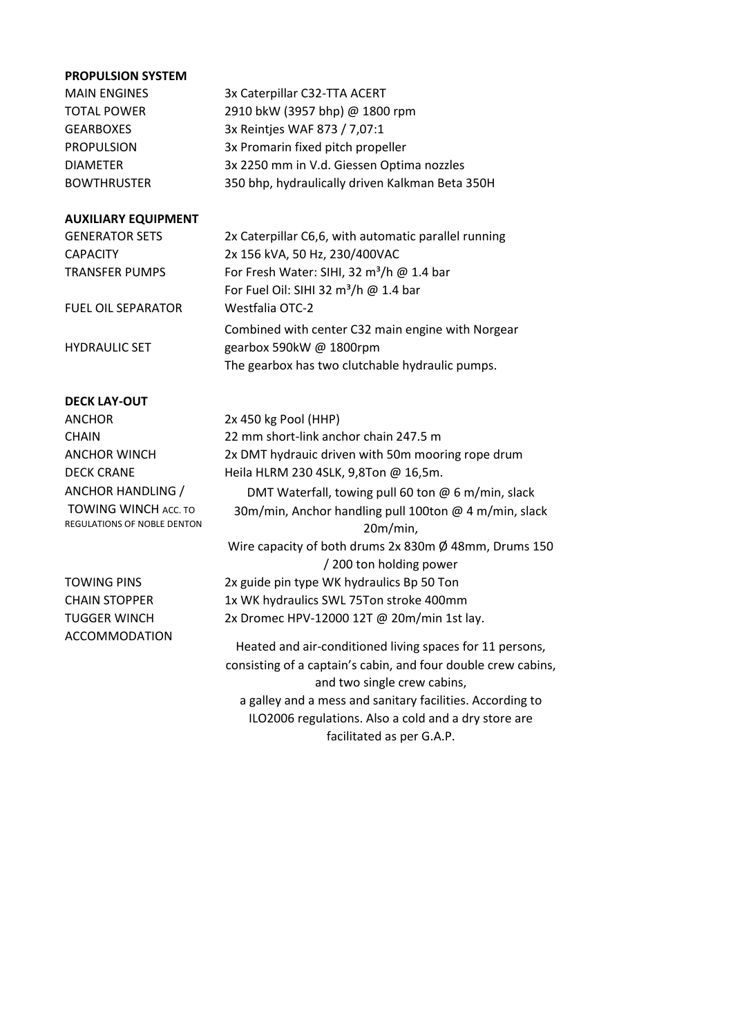**PROPULSION SYSTEM**

| | |
|---|---|
| MAIN ENGINES | 3x Caterpillar C32-TTA ACERT |
| TOTAL POWER | 2910 bkW (3957 bhp) @ 1800 rpm |
| GEARBOXES | 3x Reintjes WAF 873 / 7,07:1 |
| PROPULSION | 3x Promarin fixed pitch propeller |
| DIAMETER | 3x 2250 mm in V.d. Giessen Optima nozzles |
| BOWTHRUSTER | 350 bhp, hydraulically driven Kalkman Beta 350H |

**AUXILIARY EQUIPMENT**

| | |
|---|---|
| GENERATOR SETS | 2x Caterpillar C6,6, with automatic parallel running |
| CAPACITY | 2x 156 kVA, 50 Hz, 230/400VAC |
| TRANSFER PUMPS | For Fresh Water: SIHI, 32 m³/h @ 1.4 bar<br>For Fuel Oil: SIHI 32 m³/h @ 1.4 bar |
| FUEL OIL SEPARATOR | Westfalia OTC-2 |
| HYDRAULIC SET | Combined with center C32 main engine with Norgear gearbox 590kW @ 1800rpm<br>The gearbox has two clutchable hydraulic pumps. |

**DECK LAY-OUT**

| | |
|---|---|
| ANCHOR | 2x 450 kg Pool (HHP) |
| CHAIN | 22 mm short-link anchor chain 247.5 m |
| ANCHOR WINCH | 2x DMT hydrauic driven with 50m mooring rope drum |
| DECK CRANE | Heila HLRM 230 4SLK, 9,8Ton @ 16,5m. |
| ANCHOR HANDLING / TOWING WINCH ACC. TO REGULATIONS OF NOBLE DENTON | DMT Waterfall, towing pull 60 ton @ 6 m/min, slack 30m/min, Anchor handling pull 100ton @ 4 m/min, slack 20m/min,<br>Wire capacity of both drums 2x 830m Ø 48mm, Drums 150 / 200 ton holding power |
| TOWING PINS | 2x guide pin type WK hydraulics Bp 50 Ton |
| CHAIN STOPPER | 1x WK hydraulics SWL 75Ton stroke 400mm |
| TUGGER WINCH | 2x Dromec HPV-12000 12T @ 20m/min 1st lay. |
| ACCOMMODATION | Heated and air-conditioned living spaces for 11 persons, consisting of a captain's cabin, and four double crew cabins, and two single crew cabins,<br>a galley and a mess and sanitary facilities. According to ILO2006 regulations. Also a cold and a dry store are facilitated as per G.A.P. |